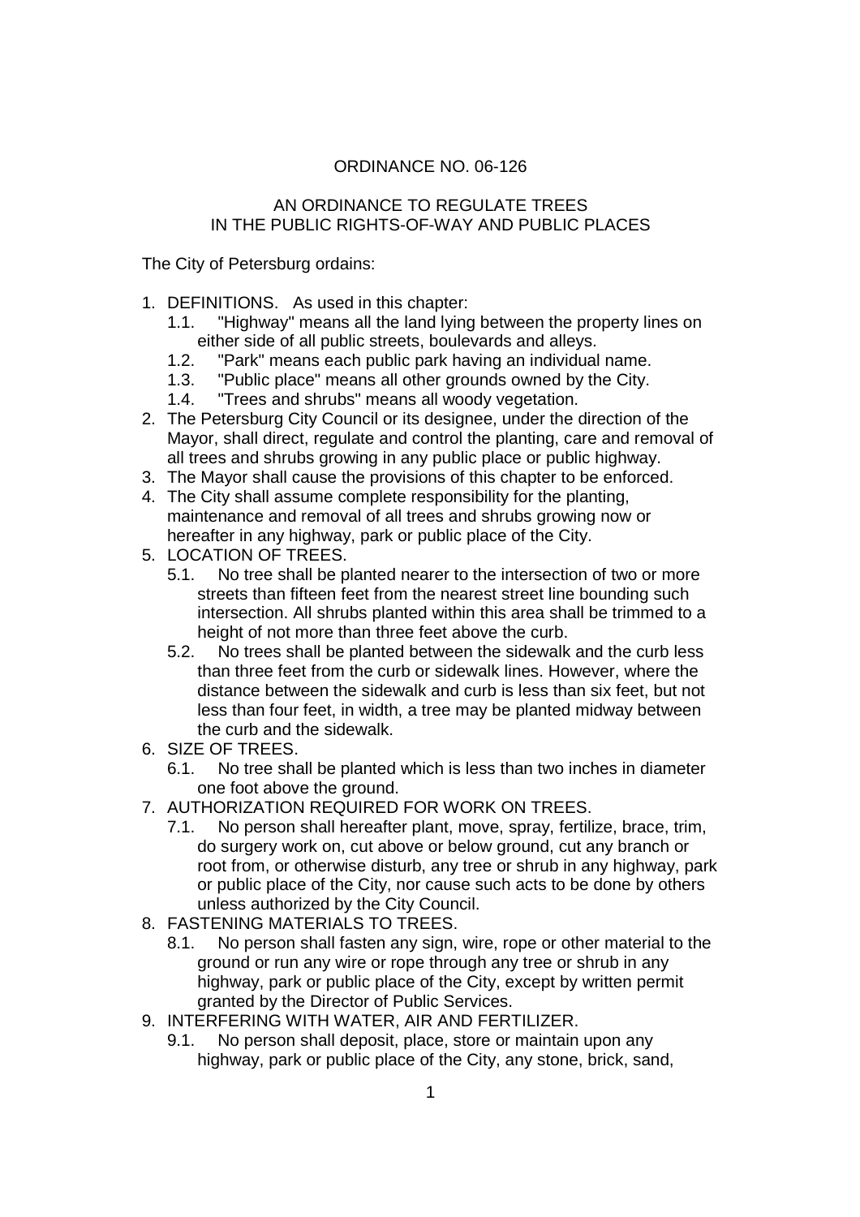ORDINANCE NO. 06-126

AN ORDINANCE TO REGULATE TREES IN THE PUBLIC RIGHTS-OF-WAY AND PUBLIC PLACES

The City of Petersburg ordains:

1. DEFINITIONS. As used in this chapter:
   - 1.1. "Highway" means all the land lying between the property lines on either side of all public streets, boulevards and alleys.
   - 1.2. "Park" means each public park having an individual name.
   - 1.3. "Public place" means all other grounds owned by the City.
   - 1.4. "Trees and shrubs" means all woody vegetation.
2. The Petersburg City Council or its designee, under the direction of the Mayor, shall direct, regulate and control the planting, care and removal of all trees and shrubs growing in any public place or public highway.
3. The Mayor shall cause the provisions of this chapter to be enforced.
4. The City shall assume complete responsibility for the planting, maintenance and removal of all trees and shrubs growing now or hereafter in any highway, park or public place of the City.
5. LOCATION OF TREES.
   - 5.1. No tree shall be planted nearer to the intersection of two or more streets than fifteen feet from the nearest street line bounding such intersection. All shrubs planted within this area shall be trimmed to a height of not more than three feet above the curb.
   - 5.2. No trees shall be planted between the sidewalk and the curb less than three feet from the curb or sidewalk lines. However, where the distance between the sidewalk and curb is less than six feet, but not less than four feet, in width, a tree may be planted midway between the curb and the sidewalk.
6. SIZE OF TREES.
   - 6.1. No tree shall be planted which is less than two inches in diameter one foot above the ground.
7. AUTHORIZATION REQUIRED FOR WORK ON TREES.
   - 7.1. No person shall hereafter plant, move, spray, fertilize, brace, trim, do surgery work on, cut above or below ground, cut any branch or root from, or otherwise disturb, any tree or shrub in any highway, park or public place of the City, nor cause such acts to be done by others unless authorized by the City Council.
8. FASTENING MATERIALS TO TREES.
   - 8.1. No person shall fasten any sign, wire, rope or other material to the ground or run any wire or rope through any tree or shrub in any highway, park or public place of the City, except by written permit granted by the Director of Public Services.
9. INTERFERING WITH WATER, AIR AND FERTILIZER.
   - 9.1. No person shall deposit, place, store or maintain upon any highway, park or public place of the City, any stone, brick, sand,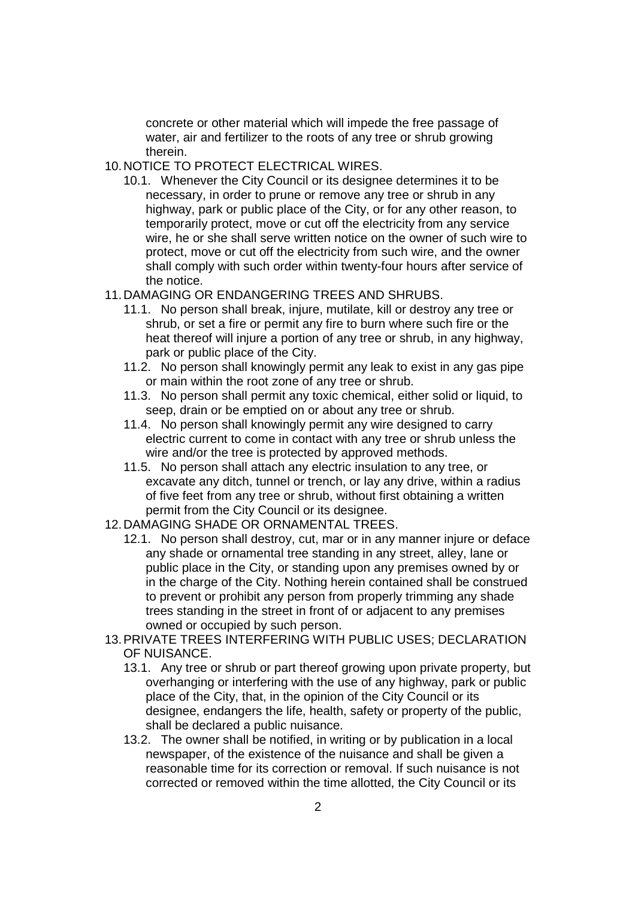concrete or other material which will impede the free passage of water, air and fertilizer to the roots of any tree or shrub growing therein.

10. NOTICE TO PROTECT ELECTRICAL WIRES.
    10.1. Whenever the City Council or its designee determines it to be necessary, in order to prune or remove any tree or shrub in any highway, park or public place of the City, or for any other reason, to temporarily protect, move or cut off the electricity from any service wire, he or she shall serve written notice on the owner of such wire to protect, move or cut off the electricity from such wire, and the owner shall comply with such order within twenty-four hours after service of the notice.

11. DAMAGING OR ENDANGERING TREES AND SHRUBS.
    11.1. No person shall break, injure, mutilate, kill or destroy any tree or shrub, or set a fire or permit any fire to burn where such fire or the heat thereof will injure a portion of any tree or shrub, in any highway, park or public place of the City.
    11.2. No person shall knowingly permit any leak to exist in any gas pipe or main within the root zone of any tree or shrub.
    11.3. No person shall permit any toxic chemical, either solid or liquid, to seep, drain or be emptied on or about any tree or shrub.
    11.4. No person shall knowingly permit any wire designed to carry electric current to come in contact with any tree or shrub unless the wire and/or the tree is protected by approved methods.
    11.5. No person shall attach any electric insulation to any tree, or excavate any ditch, tunnel or trench, or lay any drive, within a radius of five feet from any tree or shrub, without first obtaining a written permit from the City Council or its designee.

12. DAMAGING SHADE OR ORNAMENTAL TREES.
    12.1. No person shall destroy, cut, mar or in any manner injure or deface any shade or ornamental tree standing in any street, alley, lane or public place in the City, or standing upon any premises owned by or in the charge of the City. Nothing herein contained shall be construed to prevent or prohibit any person from properly trimming any shade trees standing in the street in front of or adjacent to any premises owned or occupied by such person.

13. PRIVATE TREES INTERFERING WITH PUBLIC USES; DECLARATION OF NUISANCE.
    13.1. Any tree or shrub or part thereof growing upon private property, but overhanging or interfering with the use of any highway, park or public place of the City, that, in the opinion of the City Council or its designee, endangers the life, health, safety or property of the public, shall be declared a public nuisance.
    13.2. The owner shall be notified, in writing or by publication in a local newspaper, of the existence of the nuisance and shall be given a reasonable time for its correction or removal. If such nuisance is not corrected or removed within the time allotted, the City Council or its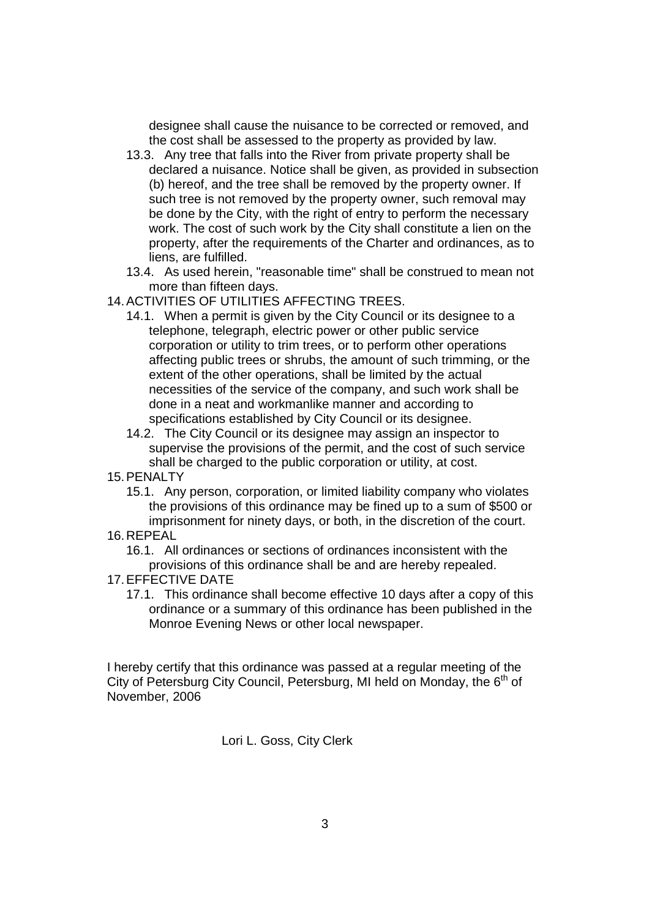designee shall cause the nuisance to be corrected or removed, and the cost shall be assessed to the property as provided by law.

13.3. Any tree that falls into the River from private property shall be declared a nuisance. Notice shall be given, as provided in subsection (b) hereof, and the tree shall be removed by the property owner. If such tree is not removed by the property owner, such removal may be done by the City, with the right of entry to perform the necessary work. The cost of such work by the City shall constitute a lien on the property, after the requirements of the Charter and ordinances, as to liens, are fulfilled.

13.4. As used herein, "reasonable time" shall be construed to mean not more than fifteen days.

14. ACTIVITIES OF UTILITIES AFFECTING TREES.

14.1. When a permit is given by the City Council or its designee to a telephone, telegraph, electric power or other public service corporation or utility to trim trees, or to perform other operations affecting public trees or shrubs, the amount of such trimming, or the extent of the other operations, shall be limited by the actual necessities of the service of the company, and such work shall be done in a neat and workmanlike manner and according to specifications established by City Council or its designee.

14.2. The City Council or its designee may assign an inspector to supervise the provisions of the permit, and the cost of such service shall be charged to the public corporation or utility, at cost.

15. PENALTY

15.1. Any person, corporation, or limited liability company who violates the provisions of this ordinance may be fined up to a sum of $500 or imprisonment for ninety days, or both, in the discretion of the court.

16. REPEAL

16.1. All ordinances or sections of ordinances inconsistent with the provisions of this ordinance shall be and are hereby repealed.

17. EFFECTIVE DATE

17.1. This ordinance shall become effective 10 days after a copy of this ordinance or a summary of this ordinance has been published in the Monroe Evening News or other local newspaper.

I hereby certify that this ordinance was passed at a regular meeting of the City of Petersburg City Council, Petersburg, MI held on Monday, the 6th of November, 2006

Lori L. Goss, City Clerk